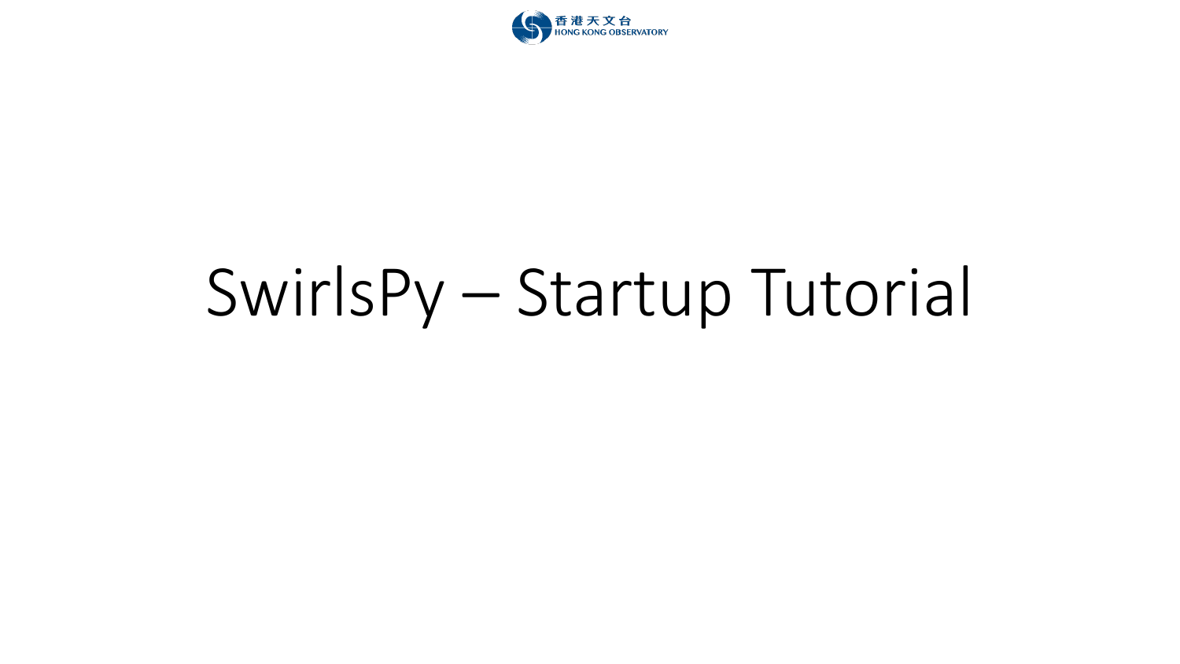香港天文台
HONG KONG OBSERVATORY

# SwirlsPy – Startup Tutorial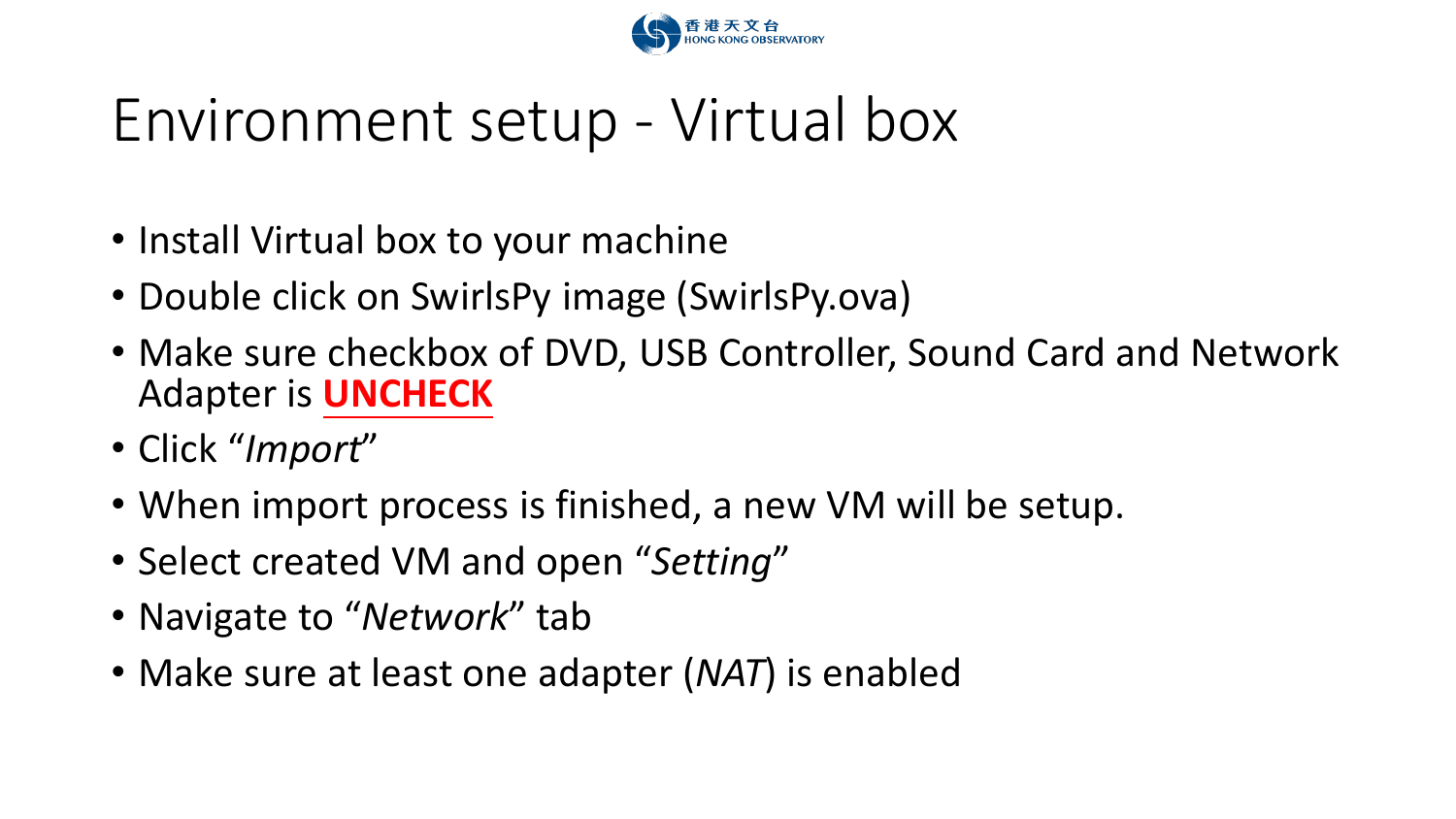# Environment setup - Virtual box

- Install Virtual box to your machine
- Double click on SwirlsPy image (SwirlsPy.ova)
- Make sure checkbox of DVD, USB Controller, Sound Card and Network Adapter is **UNCHECK**
- Click "*Import*"
- When import process is finished, a new VM will be setup.
- Select created VM and open "*Setting*"
- Navigate to "*Network*" tab
- Make sure at least one adapter (*NAT*) is enabled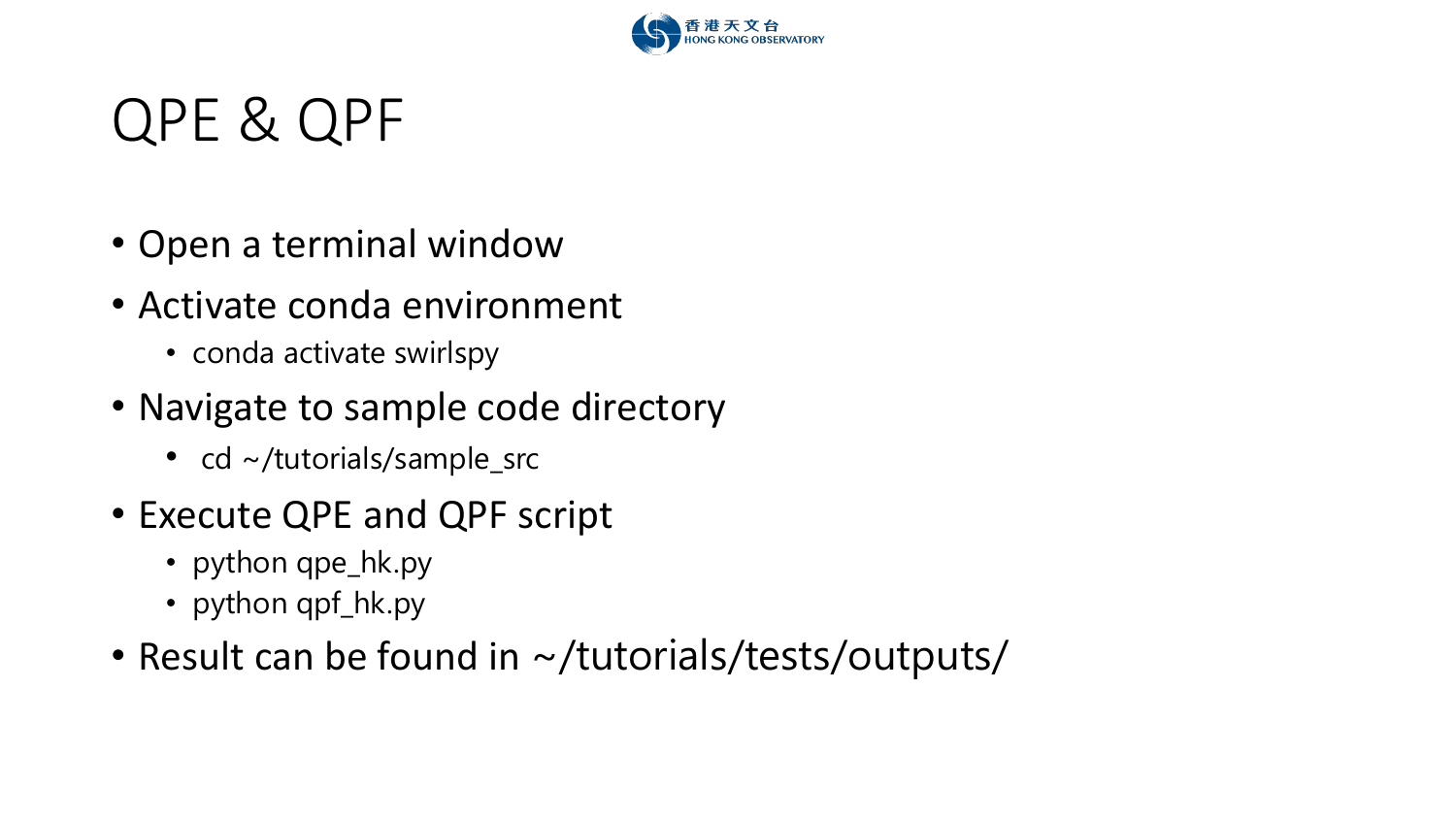# QPE & QPF

- Open a terminal window
- Activate conda environment
  - conda activate swirlspy
- Navigate to sample code directory
  - cd ~/tutorials/sample_src
- Execute QPE and QPF script
  - python qpe_hk.py
  - python qpf_hk.py
- Result can be found in ~/tutorials/tests/outputs/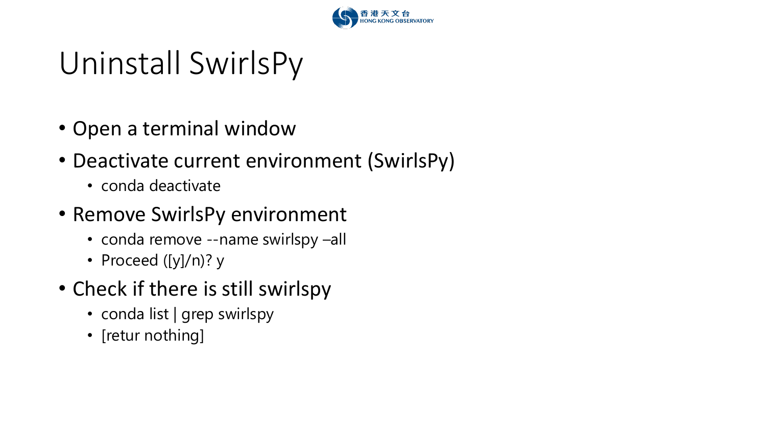# Uninstall SwirlsPy

- Open a terminal window
- Deactivate current environment (SwirlsPy)
  - conda deactivate
- Remove SwirlsPy environment
  - conda remove --name swirlspy –all
  - Proceed ([y]/n)? y
- Check if there is still swirlspy
  - conda list | grep swirlspy
  - [retur nothing]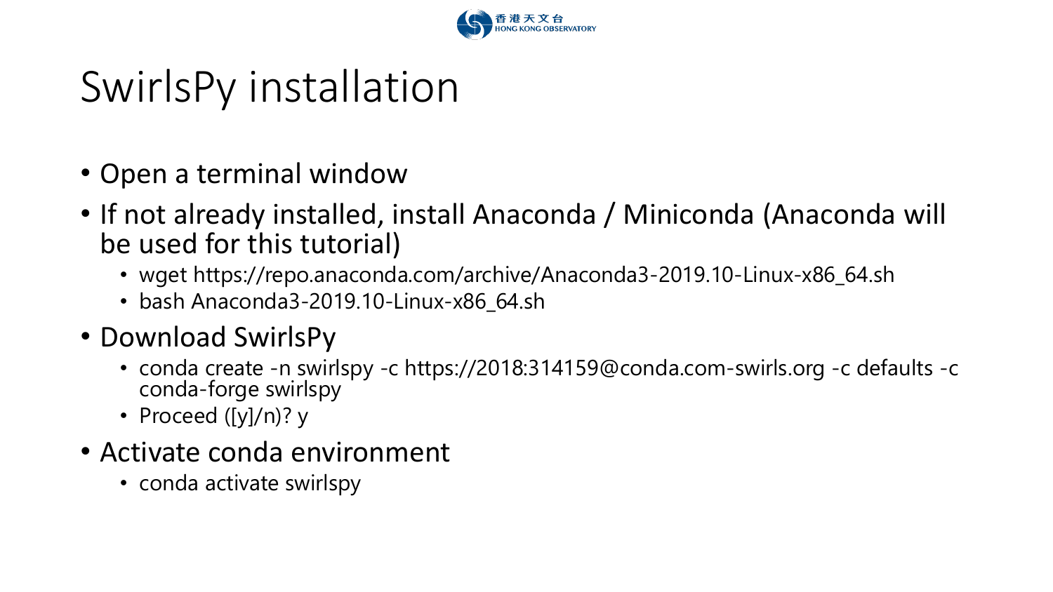# SwirlsPy installation

- Open a terminal window
- If not already installed, install Anaconda / Miniconda (Anaconda will be used for this tutorial)
  - wget https://repo.anaconda.com/archive/Anaconda3-2019.10-Linux-x86_64.sh
  - bash Anaconda3-2019.10-Linux-x86_64.sh
- Download SwirlsPy
  - conda create -n swirlspy -c https://2018:314159@conda.com-swirls.org -c defaults -c conda-forge swirlspy
  - Proceed ([y]/n)? y
- Activate conda environment
  - conda activate swirlspy